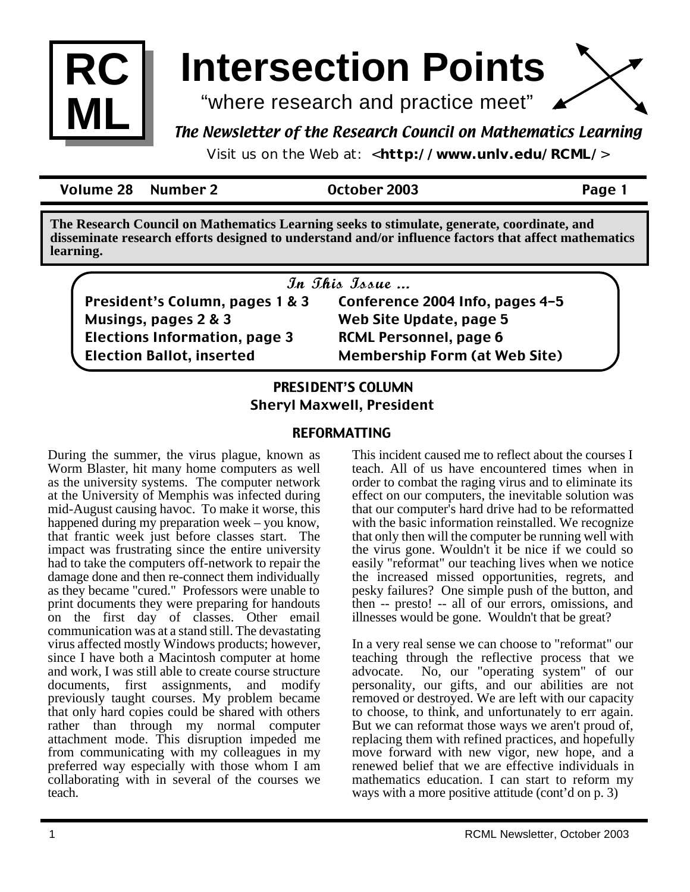# Intersection Points

"where research and practice meet"

*The Newsletter of the Research Council on Mathematics Learning*

Visit us on the Web at: <**http://www.unlv.edu/RCML/**>

**Volume 28 Number 2 October 2003**

**The Research Council on Mathematics Learning seeks to stimulate, generate, coordinate, and disseminate research efforts designed to understand and/or influence factors that affect mathematics learning.**

*In This Issue ...*

- **President's Column, pages 1 & 3**
- **Musings, pages 2 & 3**
- **Elections Information, page 3**
- **Election Ballot, inserted**
- **Conference 2004 Info, pages 4–5**
- **Web Site Update, page 5**
- **RCML Personnel, page 6**
- **Membership Form (at Web Site)**

## PRESIDENT'S COLUMN

**Sheryl Maxwell, President**

### REFORMATTING

During the summer, the virus plague, known as Worm Blaster, hit many home computers as well as the university systems. The computer network at the University of Memphis was infected during mid-August causing havoc. To make it worse, this happened during my preparation week – you know, that frantic week just before classes start. The impact was frustrating since the entire university had to take the computers off-network to repair the damage done and then re-connect them individually as they became "cured." Professors were unable to print documents they were preparing for handouts on the first day of classes. Other email communication was at a stand still. The devastating virus affected mostly Windows products; however, since I have both a Macintosh computer at home and work, I was still able to create course structure documents, first assignments, and modify previously taught courses. My problem became that only hard copies could be shared with others rather than through my normal computer attachment mode. This disruption impeded me from communicating with my colleagues in my preferred way especially with those whom I am collaborating with in several of the courses we teach.

This incident caused me to reflect about the courses I teach. All of us have encountered times when in order to combat the raging virus and to eliminate its effect on our computers, the inevitable solution was that our computer's hard drive had to be reformatted with the basic information reinstalled. We recognize that only then will the computer be running well with the virus gone. Wouldn't it be nice if we could so easily "reformat" our teaching lives when we notice the increased missed opportunities, regrets, and pesky failures? One simple push of the button, and then -- presto! -- all of our errors, omissions, and illnesses would be gone. Wouldn't that be great?

In a very real sense we can choose to "reformat" our teaching through the reflective process that we advocate. No, our "operating system" of our personality, our gifts, and our abilities are not removed or destroyed. We are left with our capacity to choose, to think, and unfortunately to err again. But we can reformat those ways we aren't proud of, replacing them with refined practices, and hopefully move forward with new vigor, new hope, and a renewed belief that we are effective individuals in mathematics education. I can start to reform my ways with a more positive attitude (cont'd on p. 3)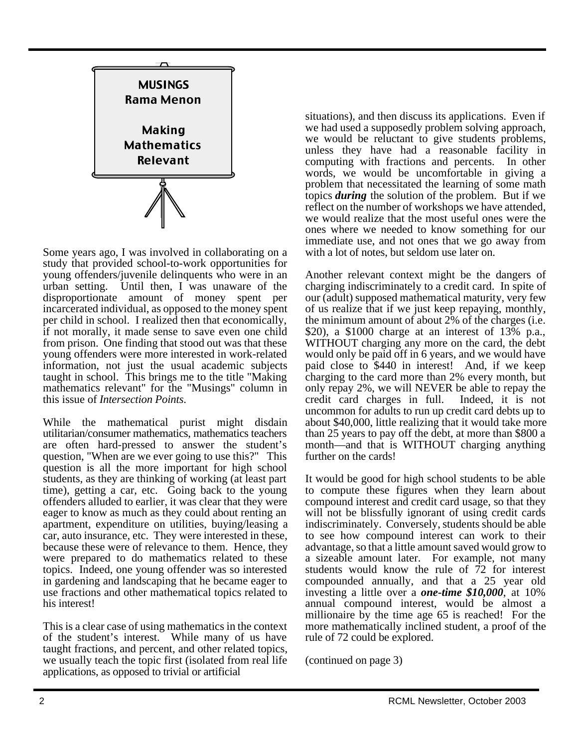## MUSINGS

### Rama Menon

# Making Mathematics Relevant

Some years ago, I was involved in collaborating on a study that provided school-to-work opportunities for young offenders/juvenile delinquents who were in an urban setting. Until then, I was unaware of the disproportionate amount of money spent per incarcerated individual, as opposed to the money spent per child in school. I realized then that economically, if not morally, it made sense to save even one child from prison. One finding that stood out was that these young offenders were more interested in work-related information, not just the usual academic subjects taught in school. This brings me to the title "Making mathematics relevant" for the "Musings" column in this issue of *Intersection Points*.

While the mathematical purist might disdain utilitarian/consumer mathematics, mathematics teachers are often hard-pressed to answer the student's question, "When are we ever going to use this?" This question is all the more important for high school students, as they are thinking of working (at least part time), getting a car, etc. Going back to the young offenders alluded to earlier, it was clear that they were eager to know as much as they could about renting an apartment, expenditure on utilities, buying/leasing a car, auto insurance, etc. They were interested in these, because these were of relevance to them. Hence, they were prepared to do mathematics related to these topics. Indeed, one young offender was so interested in gardening and landscaping that he became eager to use fractions and other mathematical topics related to his interest!

This is a clear case of using mathematics in the context of the student's interest. While many of us have taught fractions, and percent, and other related topics, we usually teach the topic first (isolated from real life applications, as opposed to trivial or artificial situations), and then discuss its applications. Even if we had used a supposedly problem solving approach, we would be reluctant to give students problems, unless they have had a reasonable facility in computing with fractions and percents. In other words, we would be uncomfortable in giving a problem that necessitated the learning of some math topics ***during*** the solution of the problem. But if we reflect on the number of workshops we have attended, we would realize that the most useful ones were the ones where we needed to know something for our immediate use, and not ones that we go away from with a lot of notes, but seldom use later on.

Another relevant context might be the dangers of charging indiscriminately to a credit card. In spite of our (adult) supposed mathematical maturity, very few of us realize that if we just keep repaying, monthly, the minimum amount of about 2% of the charges (i.e. $20), a $1000 charge at an interest of 13% p.a., WITHOUT charging any more on the card, the debt would only be paid off in 6 years, and we would have paid close to $440 in interest! And, if we keep charging to the card more than 2% every month, but only repay 2%, we will NEVER be able to repay the credit card charges in full. Indeed, it is not uncommon for adults to run up credit card debts up to about $40,000, little realizing that it would take more than 25 years to pay off the debt, at more than $800 a month—and that is WITHOUT charging anything further on the cards!

It would be good for high school students to be able to compute these figures when they learn about compound interest and credit card usage, so that they will not be blissfully ignorant of using credit cards indiscriminately. Conversely, students should be able to see how compound interest can work to their advantage, so that a little amount saved would grow to a sizeable amount later. For example, not many students would know the rule of 72 for interest compounded annually, and that a 25 year old investing a little over a ***one-time $10,000***, at 10% annual compound interest, would be almost a millionaire by the time age 65 is reached! For the more mathematically inclined student, a proof of the rule of 72 could be explored.

(continued on page 3)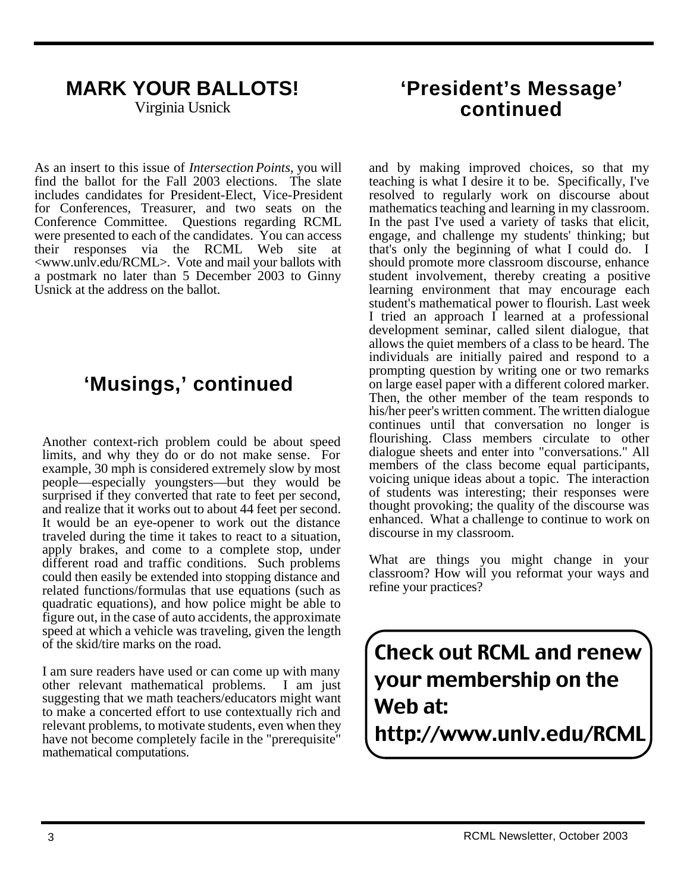## MARK YOUR BALLOTS!

Virginia Usnick

As an insert to this issue of *Intersection Points*, you will find the ballot for the Fall 2003 elections. The slate includes candidates for President-Elect, Vice-President for Conferences, Treasurer, and two seats on the Conference Committee. Questions regarding RCML were presented to each of the candidates. You can access their responses via the RCML Web site at <www.unlv.edu/RCML>. Vote and mail your ballots with a postmark no later than 5 December 2003 to Ginny Usnick at the address on the ballot.

## 'Musings,' continued

Another context-rich problem could be about speed limits, and why they do or do not make sense. For example, 30 mph is considered extremely slow by most people—especially youngsters—but they would be surprised if they converted that rate to feet per second, and realize that it works out to about 44 feet per second. It would be an eye-opener to work out the distance traveled during the time it takes to react to a situation, apply brakes, and come to a complete stop, under different road and traffic conditions. Such problems could then easily be extended into stopping distance and related functions/formulas that use equations (such as quadratic equations), and how police might be able to figure out, in the case of auto accidents, the approximate speed at which a vehicle was traveling, given the length of the skid/tire marks on the road.

I am sure readers have used or can come up with many other relevant mathematical problems. I am just suggesting that we math teachers/educators might want to make a concerted effort to use contextually rich and relevant problems, to motivate students, even when they have not become completely facile in the "prerequisite" mathematical computations.

## 'President's Message' continued

and by making improved choices, so that my teaching is what I desire it to be. Specifically, I've resolved to regularly work on discourse about mathematics teaching and learning in my classroom. In the past I've used a variety of tasks that elicit, engage, and challenge my students' thinking; but that's only the beginning of what I could do. I should promote more classroom discourse, enhance student involvement, thereby creating a positive learning environment that may encourage each student's mathematical power to flourish. Last week I tried an approach I learned at a professional development seminar, called silent dialogue, that allows the quiet members of a class to be heard. The individuals are initially paired and respond to a prompting question by writing one or two remarks on large easel paper with a different colored marker. Then, the other member of the team responds to his/her peer's written comment. The written dialogue continues until that conversation no longer is flourishing. Class members circulate to other dialogue sheets and enter into "conversations." All members of the class become equal participants, voicing unique ideas about a topic. The interaction of students was interesting; their responses were thought provoking; the quality of the discourse was enhanced. What a challenge to continue to work on discourse in my classroom.

What are things you might change in your classroom? How will you reformat your ways and refine your practices?

**Check out RCML and renew your membership on the Web at: http://www.unlv.edu/RCML**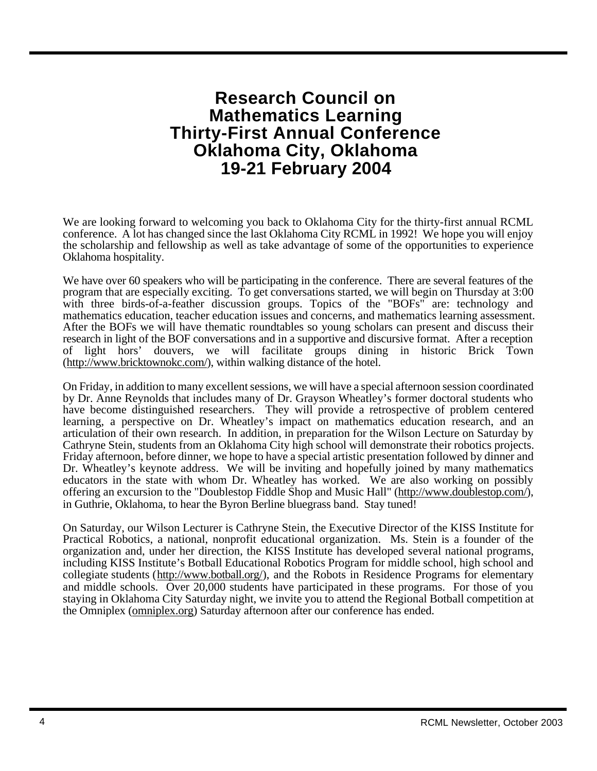# Research Council on Mathematics Learning Thirty-First Annual Conference Oklahoma City, Oklahoma 19-21 February 2004

We are looking forward to welcoming you back to Oklahoma City for the thirty-first annual RCML conference. A lot has changed since the last Oklahoma City RCML in 1992! We hope you will enjoy the scholarship and fellowship as well as take advantage of some of the opportunities to experience Oklahoma hospitality.

We have over 60 speakers who will be participating in the conference. There are several features of the program that are especially exciting. To get conversations started, we will begin on Thursday at 3:00 with three birds-of-a-feather discussion groups. Topics of the "BOFs" are: technology and mathematics education, teacher education issues and concerns, and mathematics learning assessment. After the BOFs we will have thematic roundtables so young scholars can present and discuss their research in light of the BOF conversations and in a supportive and discursive format. After a reception of light hors' douvers, we will facilitate groups dining in historic Brick Town (http://www.bricktownokc.com/), within walking distance of the hotel.

On Friday, in addition to many excellent sessions, we will have a special afternoon session coordinated by Dr. Anne Reynolds that includes many of Dr. Grayson Wheatley's former doctoral students who have become distinguished researchers. They will provide a retrospective of problem centered learning, a perspective on Dr. Wheatley's impact on mathematics education research, and an articulation of their own research. In addition, in preparation for the Wilson Lecture on Saturday by Cathryne Stein, students from an Oklahoma City high school will demonstrate their robotics projects. Friday afternoon, before dinner, we hope to have a special artistic presentation followed by dinner and Dr. Wheatley's keynote address. We will be inviting and hopefully joined by many mathematics educators in the state with whom Dr. Wheatley has worked. We are also working on possibly offering an excursion to the "Doublestop Fiddle Shop and Music Hall" (http://www.doublestop.com/), in Guthrie, Oklahoma, to hear the Byron Berline bluegrass band. Stay tuned!

On Saturday, our Wilson Lecturer is Cathryne Stein, the Executive Director of the KISS Institute for Practical Robotics, a national, nonprofit educational organization. Ms. Stein is a founder of the organization and, under her direction, the KISS Institute has developed several national programs, including KISS Institute's Botball Educational Robotics Program for middle school, high school and collegiate students (http://www.botball.org/), and the Robots in Residence Programs for elementary and middle schools. Over 20,000 students have participated in these programs. For those of you staying in Oklahoma City Saturday night, we invite you to attend the Regional Botball competition at the Omniplex (omniplex.org) Saturday afternoon after our conference has ended.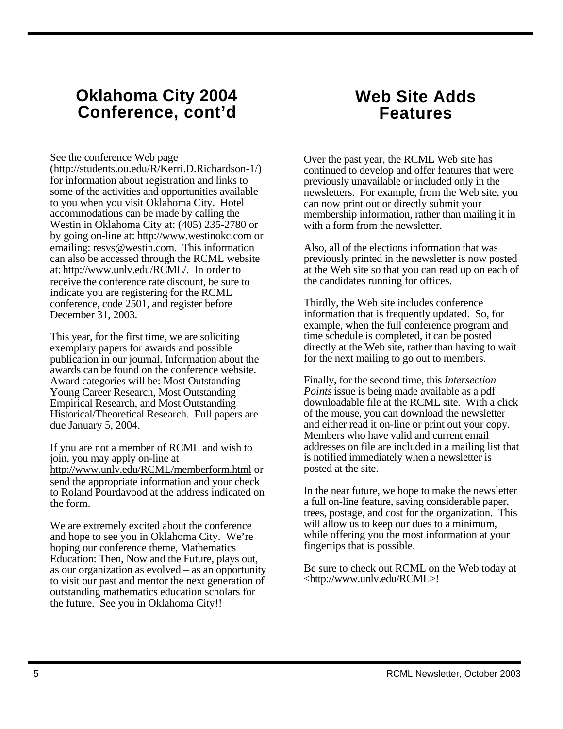## Oklahoma City 2004 Conference, cont'd

See the conference Web page (http://students.ou.edu/R/Kerri.D.Richardson-1/) for information about registration and links to some of the activities and opportunities available to you when you visit Oklahoma City. Hotel accommodations can be made by calling the Westin in Oklahoma City at: (405) 235-2780 or by going on-line at: http://www.westinokc.com or emailing: resvs@westin.com. This information can also be accessed through the RCML website at: http://www.unlv.edu/RCML/. In order to receive the conference rate discount, be sure to indicate you are registering for the RCML conference, code 2501, and register before December 31, 2003.

This year, for the first time, we are soliciting exemplary papers for awards and possible publication in our journal. Information about the awards can be found on the conference website. Award categories will be: Most Outstanding Young Career Research, Most Outstanding Empirical Research, and Most Outstanding Historical/Theoretical Research. Full papers are due January 5, 2004.

If you are not a member of RCML and wish to join, you may apply on-line at http://www.unlv.edu/RCML/memberform.html or send the appropriate information and your check to Roland Pourdavood at the address indicated on the form.

We are extremely excited about the conference and hope to see you in Oklahoma City. We're hoping our conference theme, Mathematics Education: Then, Now and the Future, plays out, as our organization as evolved – as an opportunity to visit our past and mentor the next generation of outstanding mathematics education scholars for the future. See you in Oklahoma City!!

## Web Site Adds Features

Over the past year, the RCML Web site has continued to develop and offer features that were previously unavailable or included only in the newsletters. For example, from the Web site, you can now print out or directly submit your membership information, rather than mailing it in with a form from the newsletter.

Also, all of the elections information that was previously printed in the newsletter is now posted at the Web site so that you can read up on each of the candidates running for offices.

Thirdly, the Web site includes conference information that is frequently updated. So, for example, when the full conference program and time schedule is completed, it can be posted directly at the Web site, rather than having to wait for the next mailing to go out to members.

Finally, for the second time, this *Intersection Points* issue is being made available as a pdf downloadable file at the RCML site. With a click of the mouse, you can download the newsletter and either read it on-line or print out your copy. Members who have valid and current email addresses on file are included in a mailing list that is notified immediately when a newsletter is posted at the site.

In the near future, we hope to make the newsletter a full on-line feature, saving considerable paper, trees, postage, and cost for the organization. This will allow us to keep our dues to a minimum, while offering you the most information at your fingertips that is possible.

Be sure to check out RCML on the Web today at <http://www.unlv.edu/RCML>!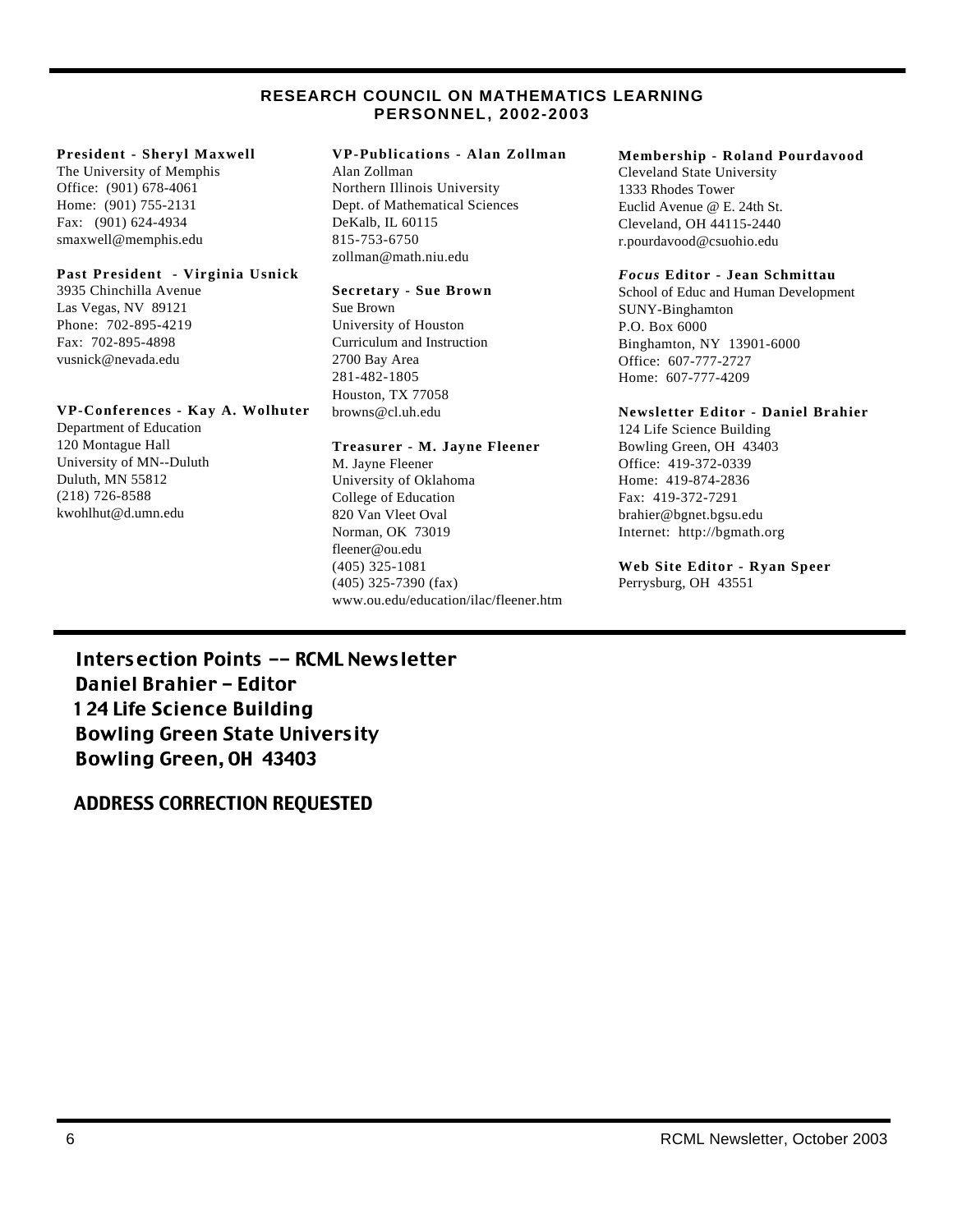## RESEARCH COUNCIL ON MATHEMATICS LEARNING
## PERSONNEL, 2002-2003

**President - Sheryl Maxwell**
The University of Memphis
Office: (901) 678-4061
Home: (901) 755-2131
Fax: (901) 624-4934
smaxwell@memphis.edu

**Past President - Virginia Usnick**
3935 Chinchilla Avenue
Las Vegas, NV 89121
Phone: 702-895-4219
Fax: 702-895-4898
vusnick@nevada.edu

**VP-Conferences - Kay A. Wolhuter**
Department of Education
120 Montague Hall
University of MN--Duluth
Duluth, MN 55812
(218) 726-8588
kwohlhut@d.umn.edu

**VP-Publications - Alan Zollman**
Alan Zollman
Northern Illinois University
Dept. of Mathematical Sciences
DeKalb, IL 60115
815-753-6750
zollman@math.niu.edu

**Secretary - Sue Brown**
Sue Brown
University of Houston
Curriculum and Instruction
2700 Bay Area
281-482-1805
Houston, TX 77058
browns@cl.uh.edu

**Treasurer - M. Jayne Fleener**
M. Jayne Fleener
University of Oklahoma
College of Education
820 Van Vleet Oval
Norman, OK 73019
fleener@ou.edu
(405) 325-1081
(405) 325-7390 (fax)
www.ou.edu/education/ilac/fleener.htm

**Membership - Roland Pourdavood**
Cleveland State University
1333 Rhodes Tower
Euclid Avenue @ E. 24th St.
Cleveland, OH 44115-2440
r.pourdavood@csuohio.edu

***Focus* Editor - Jean Schmittau**
School of Educ and Human Development
SUNY-Binghamton
P.O. Box 6000
Binghamton, NY 13901-6000
Office: 607-777-2727
Home: 607-777-4209

**Newsletter Editor - Daniel Brahier**
124 Life Science Building
Bowling Green, OH 43403
Office: 419-372-0339
Home: 419-874-2836
Fax: 419-372-7291
brahier@bgnet.bgsu.edu
Internet: http://bgmath.org

**Web Site Editor - Ryan Speer**
Perrysburg, OH 43551

---

**Intersection Points -- RCML Newsletter**
**Daniel Brahier - Editor**
**124 Life Science Building**
**Bowling Green State University**
**Bowling Green, OH 43403**

**ADDRESS CORRECTION REQUESTED**